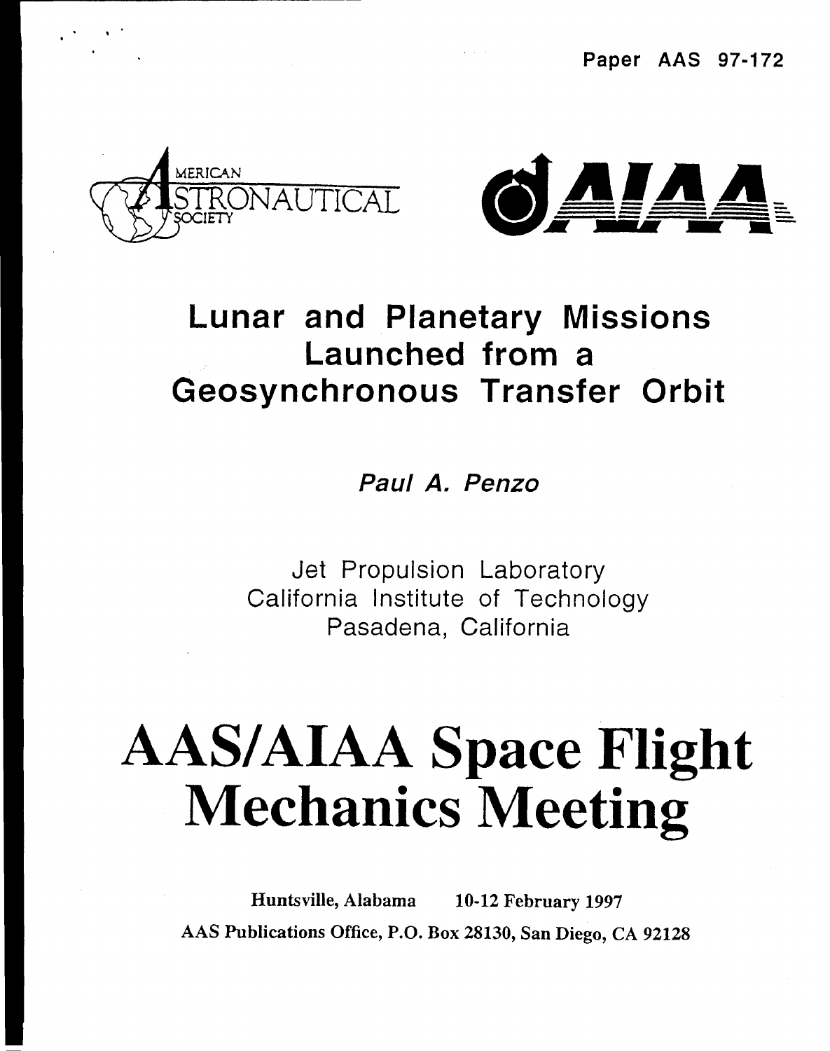Paper AAS 97-172

AMERICAN ASTRONAUTICAL SOCIETY

AIAA

# Lunar and Planetary Missions Launched from a Geosynchronous Transfer Orbit

*Paul A. Penzo*

Jet Propulsion Laboratory
California Institute of Technology
Pasadena, California

# AAS/AIAA Space Flight Mechanics Meeting

**Huntsville, Alabama 10-12 February 1997**

**AAS Publications Office, P.O. Box 28130, San Diego, CA 92128**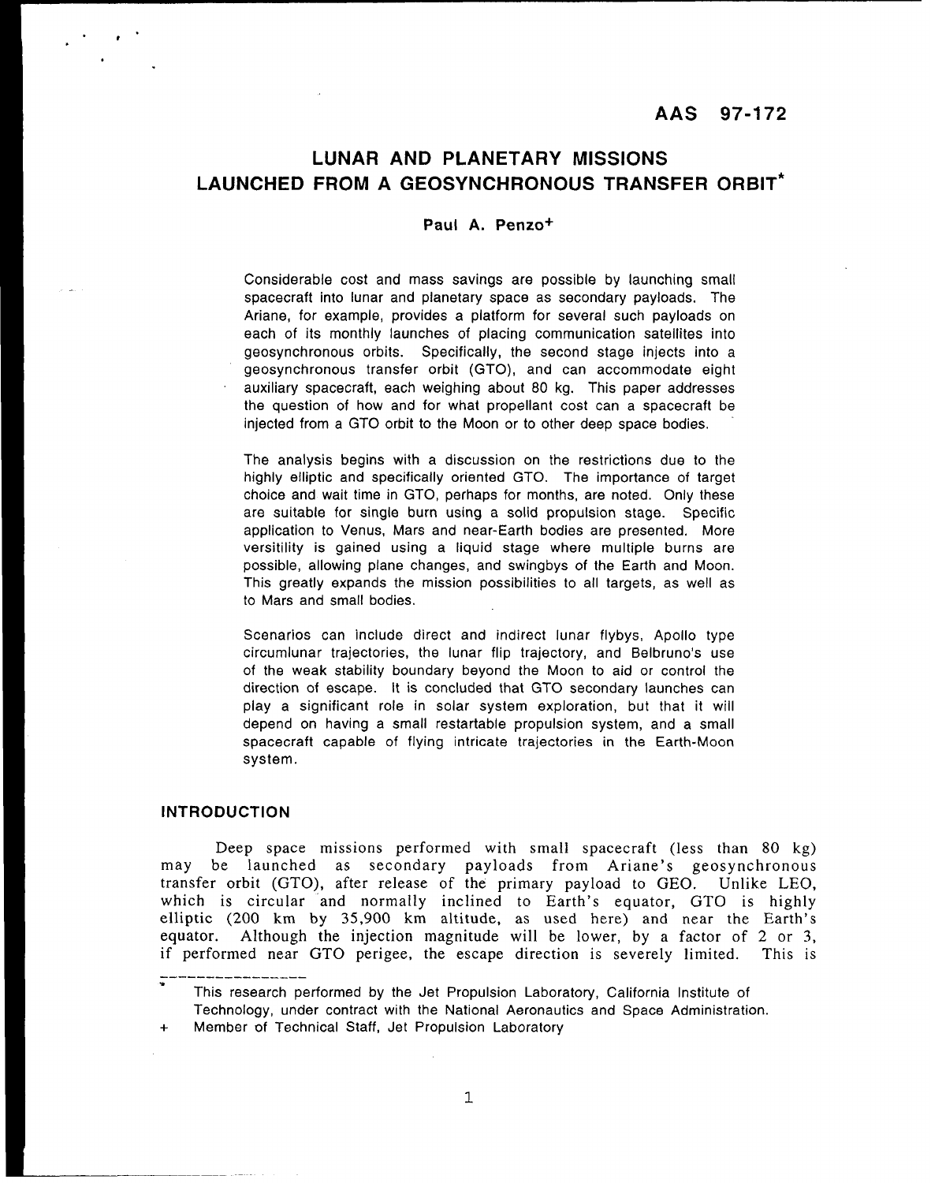AAS 97-172

# LUNAR AND PLANETARY MISSIONS LAUNCHED FROM A GEOSYNCHRONOUS TRANSFER ORBIT*

**Paul A. Penzo+**

Considerable cost and mass savings are possible by launching small spacecraft into lunar and planetary space as secondary payloads. The Ariane, for example, provides a platform for several such payloads on each of its monthly launches of placing communication satellites into geosynchronous orbits. Specifically, the second stage injects into a geosynchronous transfer orbit (GTO), and can accommodate eight auxiliary spacecraft, each weighing about 80 kg. This paper addresses the question of how and for what propellant cost can a spacecraft be injected from a GTO orbit to the Moon or to other deep space bodies.

The analysis begins with a discussion on the restrictions due to the highly elliptic and specifically oriented GTO. The importance of target choice and wait time in GTO, perhaps for months, are noted. Only these are suitable for single burn using a solid propulsion stage. Specific application to Venus, Mars and near-Earth bodies are presented. More versitility is gained using a liquid stage where multiple burns are possible, allowing plane changes, and swingbys of the Earth and Moon. This greatly expands the mission possibilities to all targets, as well as to Mars and small bodies.

Scenarios can include direct and indirect lunar flybys, Apollo type circumlunar trajectories, the lunar flip trajectory, and Belbruno's use of the weak stability boundary beyond the Moon to aid or control the direction of escape. It is concluded that GTO secondary launches can play a significant role in solar system exploration, but that it will depend on having a small restartable propulsion system, and a small spacecraft capable of flying intricate trajectories in the Earth-Moon system.

## INTRODUCTION

Deep space missions performed with small spacecraft (less than 80 kg) may be launched as secondary payloads from Ariane's geosynchronous transfer orbit (GTO), after release of the primary payload to GEO. Unlike LEO, which is circular and normally inclined to Earth's equator, GTO is highly elliptic (200 km by 35,900 km altitude, as used here) and near the Earth's equator. Although the injection magnitude will be lower, by a factor of 2 or 3, if performed near GTO perigee, the escape direction is severely limited. This is

---

\* This research performed by the Jet Propulsion Laboratory, California Institute of Technology, under contract with the National Aeronautics and Space Administration.

\+ Member of Technical Staff, Jet Propulsion Laboratory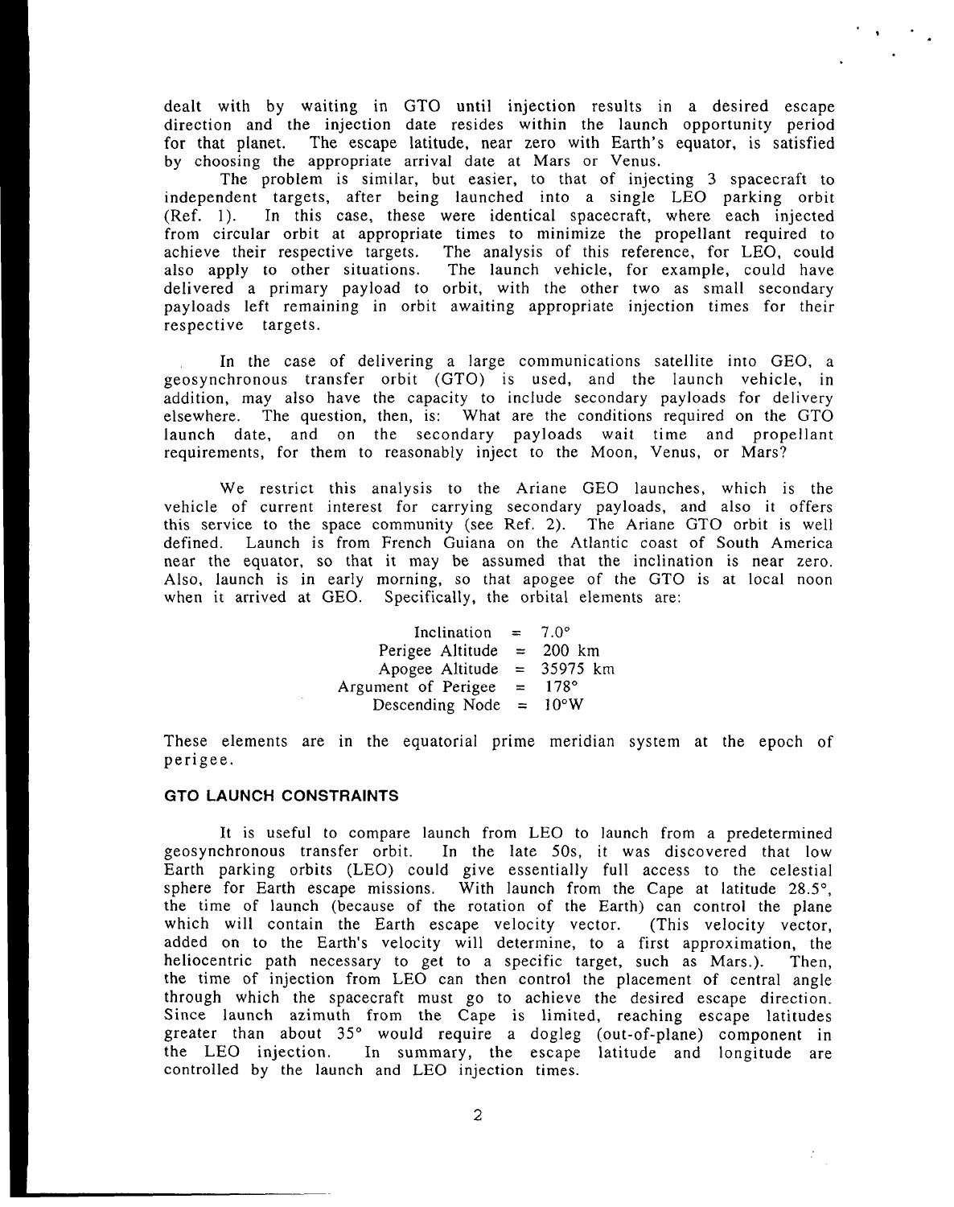dealt with by waiting in GTO until injection results in a desired escape direction and the injection date resides within the launch opportunity period for that planet. The escape latitude, near zero with Earth's equator, is satisfied by choosing the appropriate arrival date at Mars or Venus.

The problem is similar, but easier, to that of injecting 3 spacecraft to independent targets, after being launched into a single LEO parking orbit (Ref. 1). In this case, these were identical spacecraft, where each injected from circular orbit at appropriate times to minimize the propellant required to achieve their respective targets. The analysis of this reference, for LEO, could also apply to other situations. The launch vehicle, for example, could have delivered a primary payload to orbit, with the other two as small secondary payloads left remaining in orbit awaiting appropriate injection times for their respective targets.

In the case of delivering a large communications satellite into GEO, a geosynchronous transfer orbit (GTO) is used, and the launch vehicle, in addition, may also have the capacity to include secondary payloads for delivery elsewhere. The question, then, is: What are the conditions required on the GTO launch date, and on the secondary payloads wait time and propellant requirements, for them to reasonably inject to the Moon, Venus, or Mars?

We restrict this analysis to the Ariane GEO launches, which is the vehicle of current interest for carrying secondary payloads, and also it offers this service to the space community (see Ref. 2). The Ariane GTO orbit is well defined. Launch is from French Guiana on the Atlantic coast of South America near the equator, so that it may be assumed that the inclination is near zero. Also, launch is in early morning, so that apogee of the GTO is at local noon when it arrived at GEO. Specifically, the orbital elements are:

| | | |
|---|---|---|
| Inclination | = | 7.0° |
| Perigee Altitude | = | 200 km |
| Apogee Altitude | = | 35975 km |
| Argument of Perigee | = | 178° |
| Descending Node | = | 10°W |

These elements are in the equatorial prime meridian system at the epoch of perigee.

## GTO LAUNCH CONSTRAINTS

It is useful to compare launch from LEO to launch from a predetermined geosynchronous transfer orbit. In the late 50s, it was discovered that low Earth parking orbits (LEO) could give essentially full access to the celestial sphere for Earth escape missions. With launch from the Cape at latitude 28.5°, the time of launch (because of the rotation of the Earth) can control the plane which will contain the Earth escape velocity vector. (This velocity vector, added on to the Earth's velocity will determine, to a first approximation, the heliocentric path necessary to get to a specific target, such as Mars.). Then, the time of injection from LEO can then control the placement of central angle through which the spacecraft must go to achieve the desired escape direction. Since launch azimuth from the Cape is limited, reaching escape latitudes greater than about 35° would require a dogleg (out-of-plane) component in the LEO injection. In summary, the escape latitude and longitude are controlled by the launch and LEO injection times.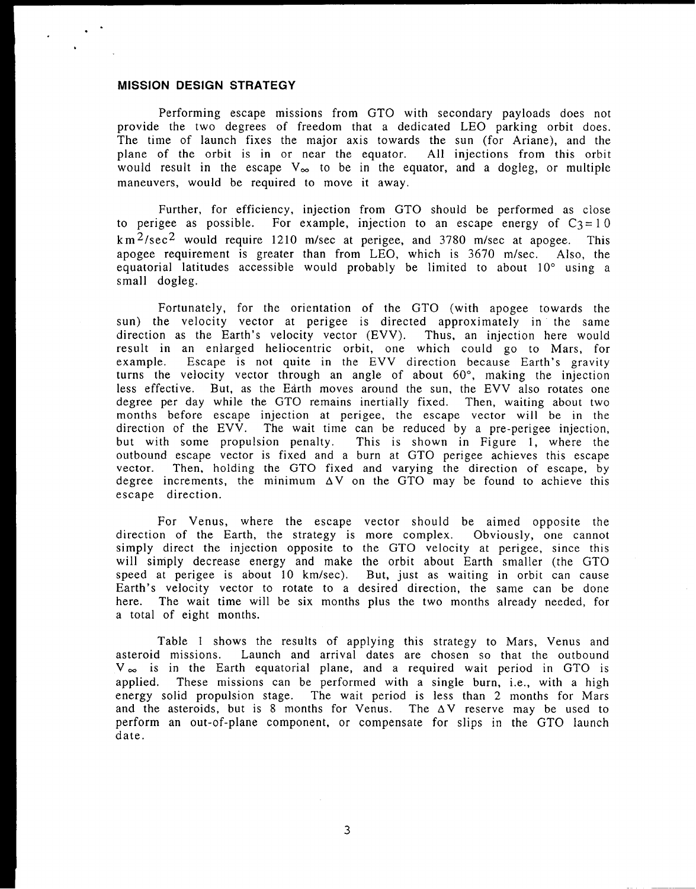## MISSION DESIGN STRATEGY

Performing escape missions from GTO with secondary payloads does not provide the two degrees of freedom that a dedicated LEO parking orbit does. The time of launch fixes the major axis towards the sun (for Ariane), and the plane of the orbit is in or near the equator. All injections from this orbit would result in the escape $V_\infty$ to be in the equator, and a dogleg, or multiple maneuvers, would be required to move it away.

Further, for efficiency, injection from GTO should be performed as close to perigee as possible. For example, injection to an escape energy of $C_3 = 10$ $km^2/sec^2$ would require 1210 m/sec at perigee, and 3780 m/sec at apogee. This apogee requirement is greater than from LEO, which is 3670 m/sec. Also, the equatorial latitudes accessible would probably be limited to about 10° using a small dogleg.

Fortunately, for the orientation of the GTO (with apogee towards the sun) the velocity vector at perigee is directed approximately in the same direction as the Earth's velocity vector (EVV). Thus, an injection here would result in an enlarged heliocentric orbit, one which could go to Mars, for example. Escape is not quite in the EVV direction because Earth's gravity turns the velocity vector through an angle of about 60°, making the injection less effective. But, as the Earth moves around the sun, the EVV also rotates one degree per day while the GTO remains inertially fixed. Then, waiting about two months before escape injection at perigee, the escape vector will be in the direction of the EVV. The wait time can be reduced by a pre-perigee injection, but with some propulsion penalty. This is shown in Figure 1, where the outbound escape vector is fixed and a burn at GTO perigee achieves this escape vector. Then, holding the GTO fixed and varying the direction of escape, by degree increments, the minimum $\Delta V$ on the GTO may be found to achieve this escape direction.

For Venus, where the escape vector should be aimed opposite the direction of the Earth, the strategy is more complex. Obviously, one cannot simply direct the injection opposite to the GTO velocity at perigee, since this will simply decrease energy and make the orbit about Earth smaller (the GTO speed at perigee is about 10 km/sec). But, just as waiting in orbit can cause Earth's velocity vector to rotate to a desired direction, the same can be done here. The wait time will be six months plus the two months already needed, for a total of eight months.

Table 1 shows the results of applying this strategy to Mars, Venus and asteroid missions. Launch and arrival dates are chosen so that the outbound $V_\infty$ is in the Earth equatorial plane, and a required wait period in GTO is applied. These missions can be performed with a single burn, i.e., with a high energy solid propulsion stage. The wait period is less than 2 months for Mars and the asteroids, but is 8 months for Venus. The $\Delta V$ reserve may be used to perform an out-of-plane component, or compensate for slips in the GTO launch date.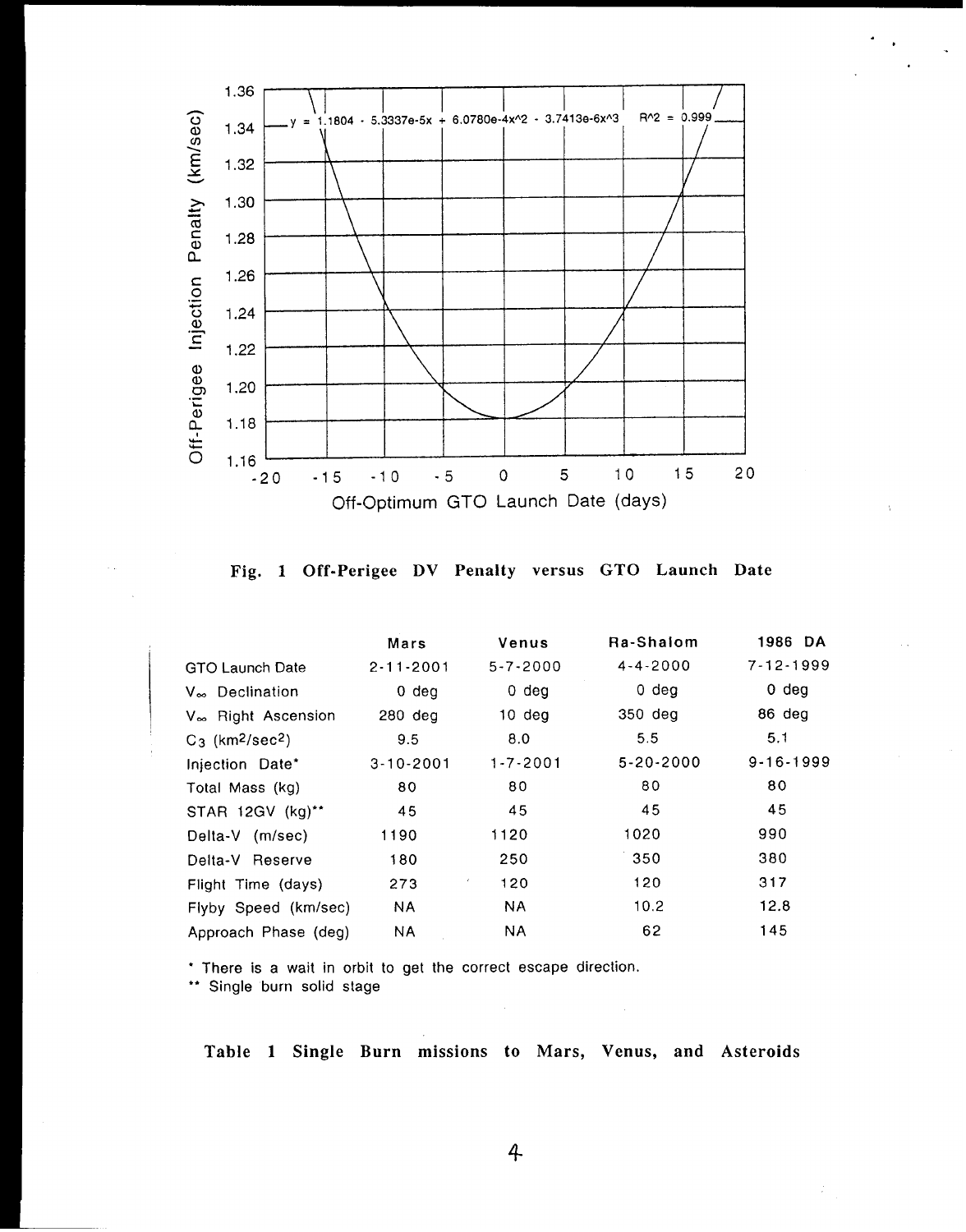Fig. 1 Off-Perigee DV Penalty versus GTO Launch Date

|  | Mars | Venus | Ra-Shalom | 1986 DA |
|---|---|---|---|---|
| GTO Launch Date | 2-11-2001 | 5-7-2000 | 4-4-2000 | 7-12-1999 |
| $V_\infty$ Declination | 0 deg | 0 deg | 0 deg | 0 deg |
| $V_\infty$ Right Ascension | 280 deg | 10 deg | 350 deg | 86 deg |
| $C_3$ ($km^2/sec^2$) | 9.5 | 8.0 | 5.5 | 5.1 |
| Injection Date* | 3-10-2001 | 1-7-2001 | 5-20-2000 | 9-16-1999 |
| Total Mass (kg) | 80 | 80 | 80 | 80 |
| STAR 12GV (kg)** | 45 | 45 | 45 | 45 |
| Delta-V (m/sec) | 1190 | 1120 | 1020 | 990 |
| Delta-V Reserve | 180 | 250 | 350 | 380 |
| Flight Time (days) | 273 | 120 | 120 | 317 |
| Flyby Speed (km/sec) | NA | NA | 10.2 | 12.8 |
| Approach Phase (deg) | NA | NA | 62 | 145 |

\* There is a wait in orbit to get the correct escape direction.

\*\* Single burn solid stage

**Table 1 Single Burn missions to Mars, Venus, and Asteroids**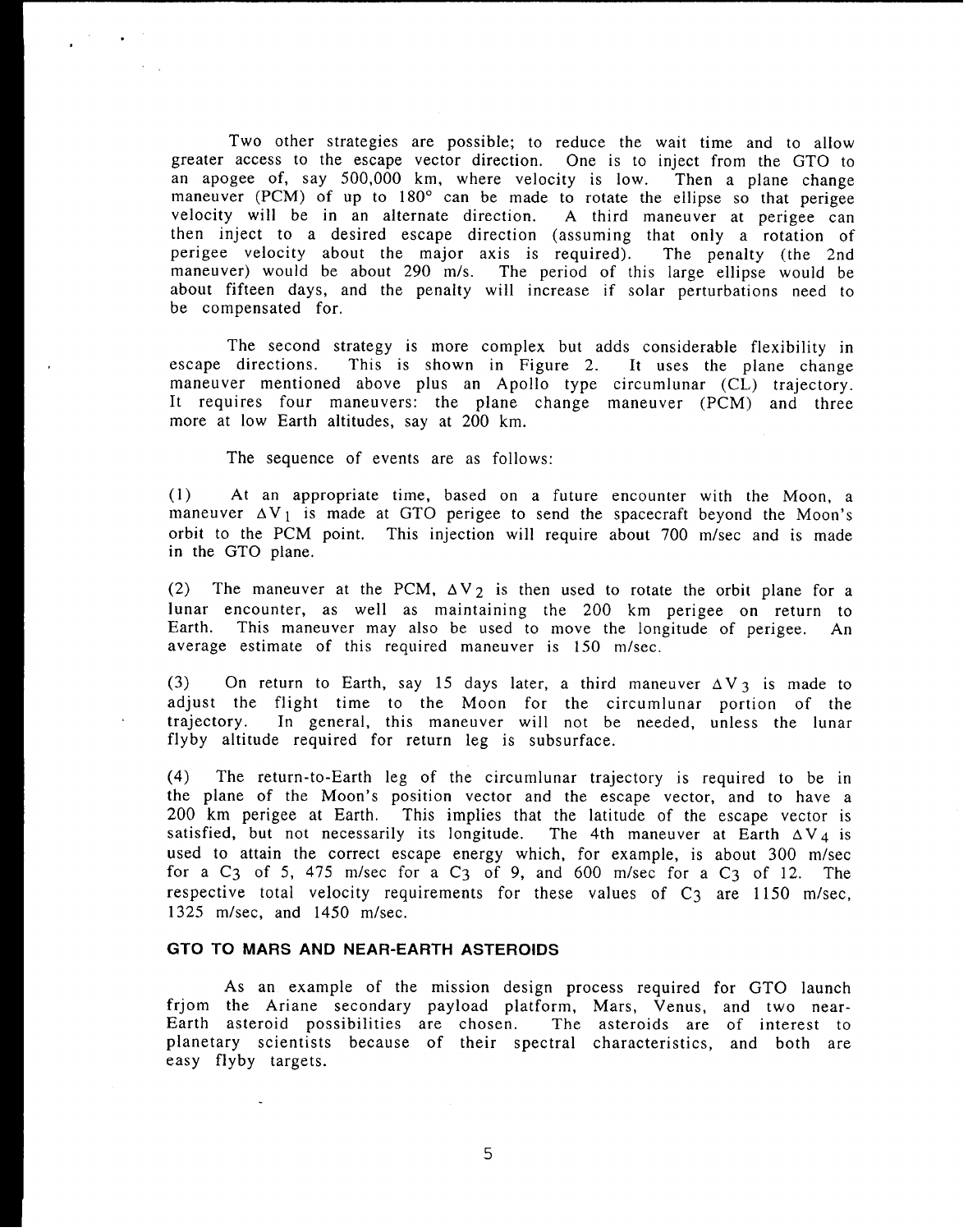Two other strategies are possible; to reduce the wait time and to allow greater access to the escape vector direction. One is to inject from the GTO to an apogee of, say 500,000 km, where velocity is low. Then a plane change maneuver (PCM) of up to 180° can be made to rotate the ellipse so that perigee velocity will be in an alternate direction. A third maneuver at perigee can then inject to a desired escape direction (assuming that only a rotation of perigee velocity about the major axis is required). The penalty (the 2nd maneuver) would be about 290 m/s. The period of this large ellipse would be about fifteen days, and the penalty will increase if solar perturbations need to be compensated for.

The second strategy is more complex but adds considerable flexibility in escape directions. This is shown in Figure 2. It uses the plane change maneuver mentioned above plus an Apollo type circumlunar (CL) trajectory. It requires four maneuvers: the plane change maneuver (PCM) and three more at low Earth altitudes, say at 200 km.

The sequence of events are as follows:

(1) At an appropriate time, based on a future encounter with the Moon, a maneuver $\Delta V_1$ is made at GTO perigee to send the spacecraft beyond the Moon's orbit to the PCM point. This injection will require about 700 m/sec and is made in the GTO plane.

(2) The maneuver at the PCM, $\Delta V_2$ is then used to rotate the orbit plane for a lunar encounter, as well as maintaining the 200 km perigee on return to Earth. This maneuver may also be used to move the longitude of perigee. An average estimate of this required maneuver is 150 m/sec.

(3) On return to Earth, say 15 days later, a third maneuver $\Delta V_3$ is made to adjust the flight time to the Moon for the circumlunar portion of the trajectory. In general, this maneuver will not be needed, unless the lunar flyby altitude required for return leg is subsurface.

(4) The return-to-Earth leg of the circumlunar trajectory is required to be in the plane of the Moon's position vector and the escape vector, and to have a 200 km perigee at Earth. This implies that the latitude of the escape vector is satisfied, but not necessarily its longitude. The 4th maneuver at Earth $\Delta V_4$ is used to attain the correct escape energy which, for example, is about 300 m/sec for a $C_3$ of 5, 475 m/sec for a $C_3$ of 9, and 600 m/sec for a $C_3$ of 12. The respective total velocity requirements for these values of $C_3$ are 1150 m/sec, 1325 m/sec, and 1450 m/sec.

## GTO TO MARS AND NEAR-EARTH ASTEROIDS

As an example of the mission design process required for GTO launch frjom the Ariane secondary payload platform, Mars, Venus, and two near-Earth asteroid possibilities are chosen. The asteroids are of interest to planetary scientists because of their spectral characteristics, and both are easy flyby targets.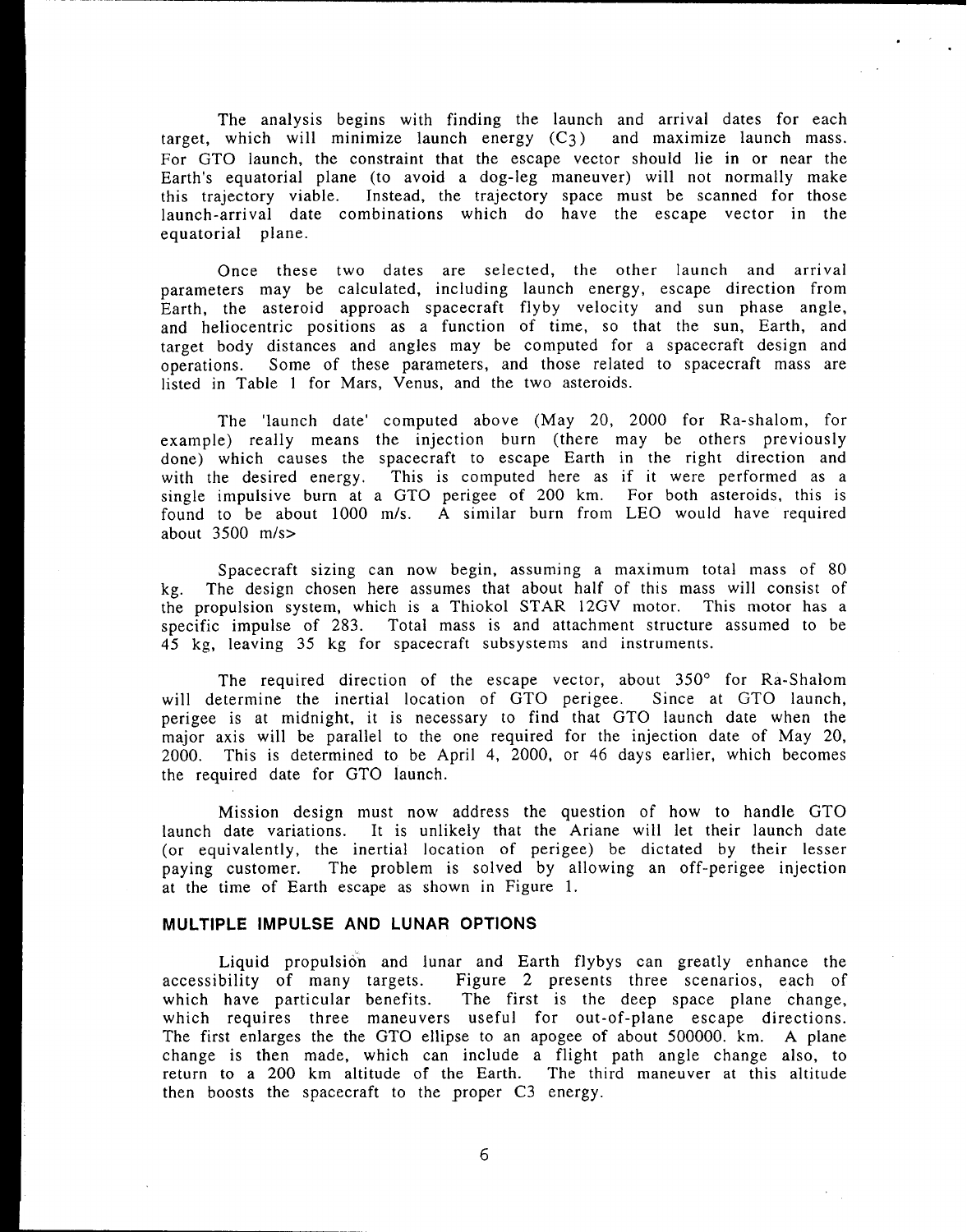The analysis begins with finding the launch and arrival dates for each target, which will minimize launch energy ($C_3$) and maximize launch mass. For GTO launch, the constraint that the escape vector should lie in or near the Earth's equatorial plane (to avoid a dog-leg maneuver) will not normally make this trajectory viable. Instead, the trajectory space must be scanned for those launch-arrival date combinations which do have the escape vector in the equatorial plane.

Once these two dates are selected, the other launch and arrival parameters may be calculated, including launch energy, escape direction from Earth, the asteroid approach spacecraft flyby velocity and sun phase angle, and heliocentric positions as a function of time, so that the sun, Earth, and target body distances and angles may be computed for a spacecraft design and operations. Some of these parameters, and those related to spacecraft mass are listed in Table 1 for Mars, Venus, and the two asteroids.

The 'launch date' computed above (May 20, 2000 for Ra-shalom, for example) really means the injection burn (there may be others previously done) which causes the spacecraft to escape Earth in the right direction and with the desired energy. This is computed here as if it were performed as a single impulsive burn at a GTO perigee of 200 km. For both asteroids, this is found to be about 1000 m/s. A similar burn from LEO would have required about 3500 m/s>

Spacecraft sizing can now begin, assuming a maximum total mass of 80 kg. The design chosen here assumes that about half of this mass will consist of the propulsion system, which is a Thiokol STAR 12GV motor. This motor has a specific impulse of 283. Total mass is and attachment structure assumed to be 45 kg, leaving 35 kg for spacecraft subsystems and instruments.

The required direction of the escape vector, about 350° for Ra-Shalom will determine the inertial location of GTO perigee. Since at GTO launch, perigee is at midnight, it is necessary to find that GTO launch date when the major axis will be parallel to the one required for the injection date of May 20, 2000. This is determined to be April 4, 2000, or 46 days earlier, which becomes the required date for GTO launch.

Mission design must now address the question of how to handle GTO launch date variations. It is unlikely that the Ariane will let their launch date (or equivalently, the inertial location of perigee) be dictated by their lesser paying customer. The problem is solved by allowing an off-perigee injection at the time of Earth escape as shown in Figure 1.

## MULTIPLE IMPULSE AND LUNAR OPTIONS

Liquid propulsion and lunar and Earth flybys can greatly enhance the accessibility of many targets. Figure 2 presents three scenarios, each of which have particular benefits. The first is the deep space plane change, which requires three maneuvers useful for out-of-plane escape directions. The first enlarges the the GTO ellipse to an apogee of about 500000. km. A plane change is then made, which can include a flight path angle change also, to return to a 200 km altitude of the Earth. The third maneuver at this altitude then boosts the spacecraft to the proper C3 energy.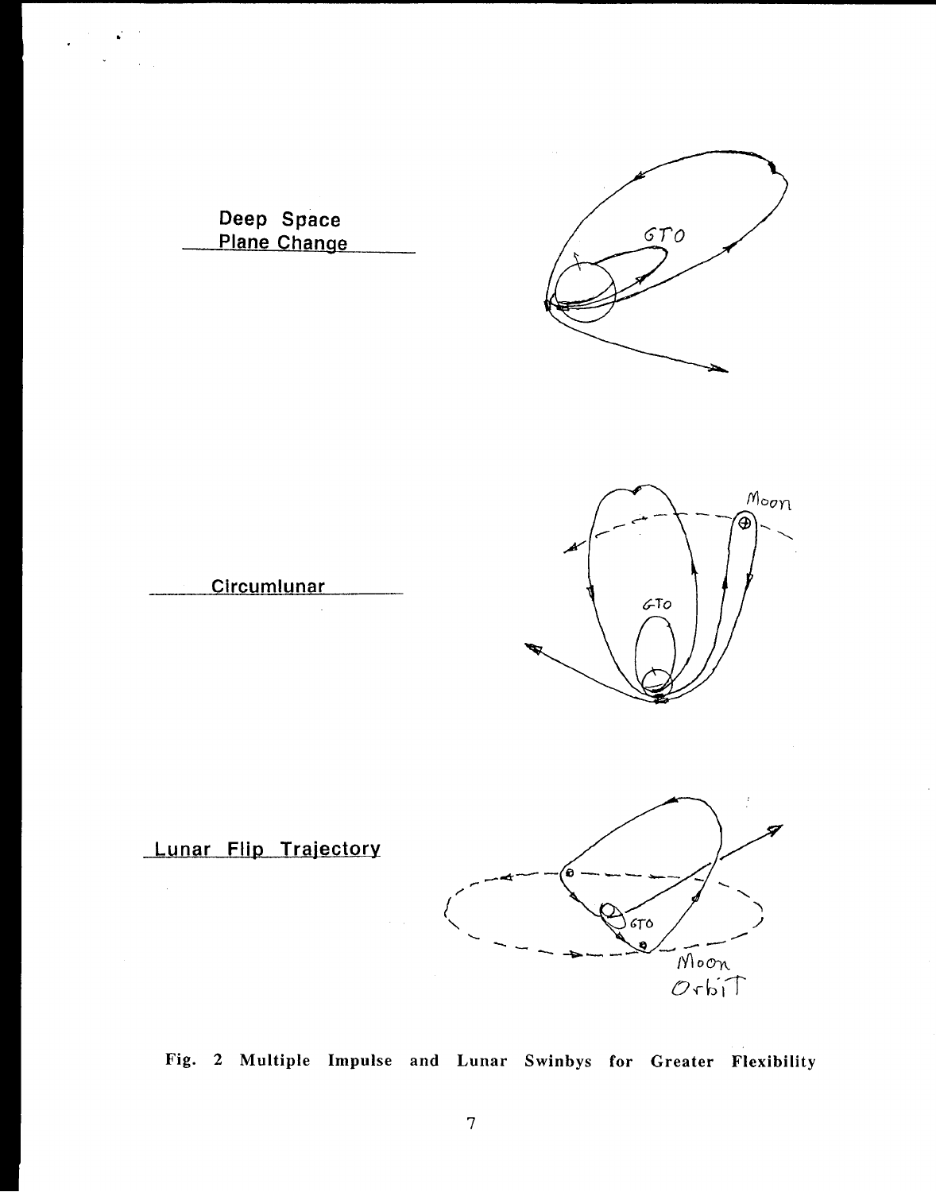Deep Space Plane Change

Circumlunar

Lunar Flip Trajectory

Fig. 2 Multiple Impulse and Lunar Swinbys for Greater Flexibility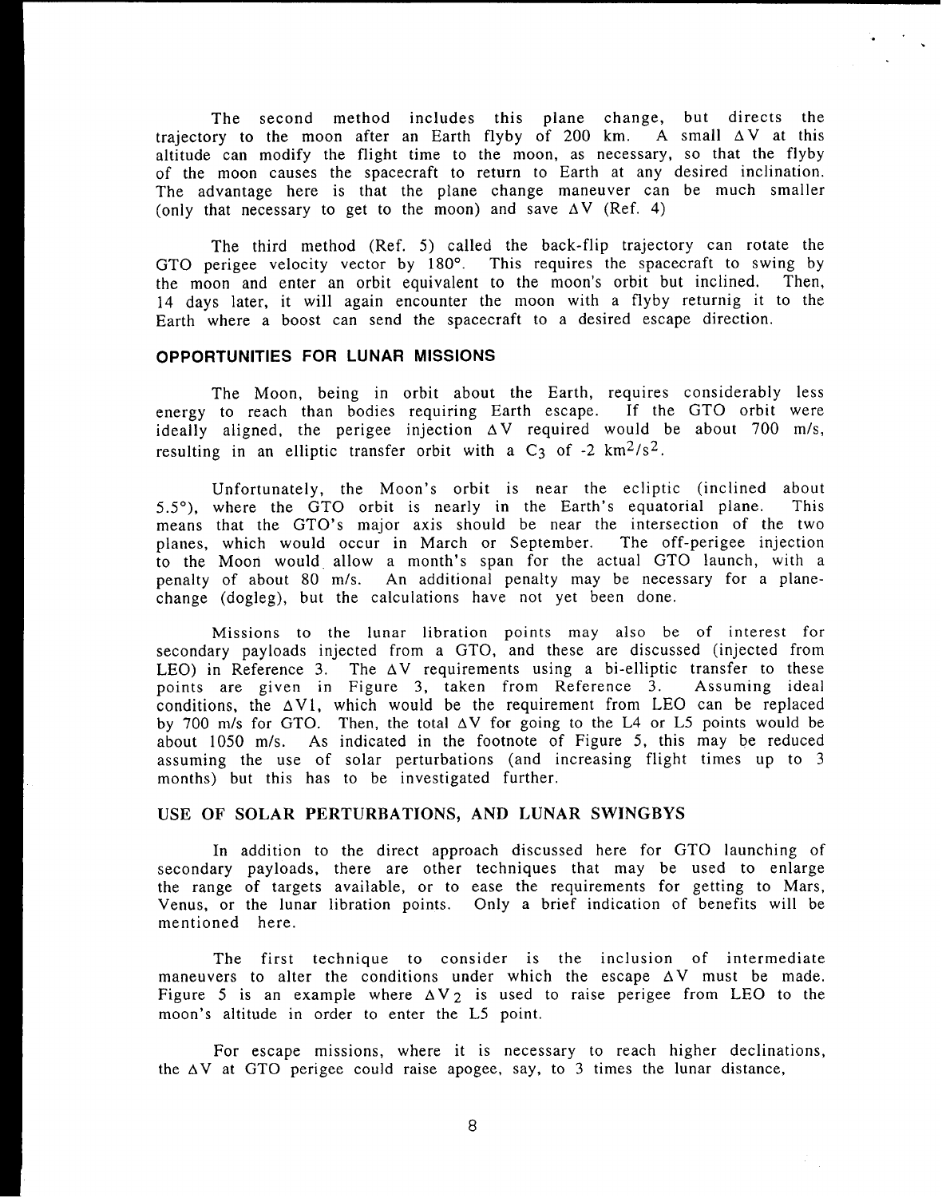The second method includes this plane change, but directs the trajectory to the moon after an Earth flyby of 200 km. A small $\Delta V$ at this altitude can modify the flight time to the moon, as necessary, so that the flyby of the moon causes the spacecraft to return to Earth at any desired inclination. The advantage here is that the plane change maneuver can be much smaller (only that necessary to get to the moon) and save $\Delta V$ (Ref. 4)

The third method (Ref. 5) called the back-flip trajectory can rotate the GTO perigee velocity vector by 180°. This requires the spacecraft to swing by the moon and enter an orbit equivalent to the moon's orbit but inclined. Then, 14 days later, it will again encounter the moon with a flyby returnig it to the Earth where a boost can send the spacecraft to a desired escape direction.

## OPPORTUNITIES FOR LUNAR MISSIONS

The Moon, being in orbit about the Earth, requires considerably less energy to reach than bodies requiring Earth escape. If the GTO orbit were ideally aligned, the perigee injection $\Delta V$ required would be about 700 m/s, resulting in an elliptic transfer orbit with a $C_3$ of -2 $km^2/s^2$.

Unfortunately, the Moon's orbit is near the ecliptic (inclined about 5.5°), where the GTO orbit is nearly in the Earth's equatorial plane. This means that the GTO's major axis should be near the intersection of the two planes, which would occur in March or September. The off-perigee injection to the Moon would allow a month's span for the actual GTO launch, with a penalty of about 80 m/s. An additional penalty may be necessary for a plane-change (dogleg), but the calculations have not yet been done.

Missions to the lunar libration points may also be of interest for secondary payloads injected from a GTO, and these are discussed (injected from LEO) in Reference 3. The $\Delta V$ requirements using a bi-elliptic transfer to these points are given in Figure 3, taken from Reference 3. Assuming ideal conditions, the $\Delta V1$, which would be the requirement from LEO can be replaced by 700 m/s for GTO. Then, the total $\Delta V$ for going to the L4 or L5 points would be about 1050 m/s. As indicated in the footnote of Figure 5, this may be reduced assuming the use of solar perturbations (and increasing flight times up to 3 months) but this has to be investigated further.

## USE OF SOLAR PERTURBATIONS, AND LUNAR SWINGBYS

In addition to the direct approach discussed here for GTO launching of secondary payloads, there are other techniques that may be used to enlarge the range of targets available, or to ease the requirements for getting to Mars, Venus, or the lunar libration points. Only a brief indication of benefits will be mentioned here.

The first technique to consider is the inclusion of intermediate maneuvers to alter the conditions under which the escape $\Delta V$ must be made. Figure 5 is an example where $\Delta V_2$ is used to raise perigee from LEO to the moon's altitude in order to enter the L5 point.

For escape missions, where it is necessary to reach higher declinations, the $\Delta V$ at GTO perigee could raise apogee, say, to 3 times the lunar distance,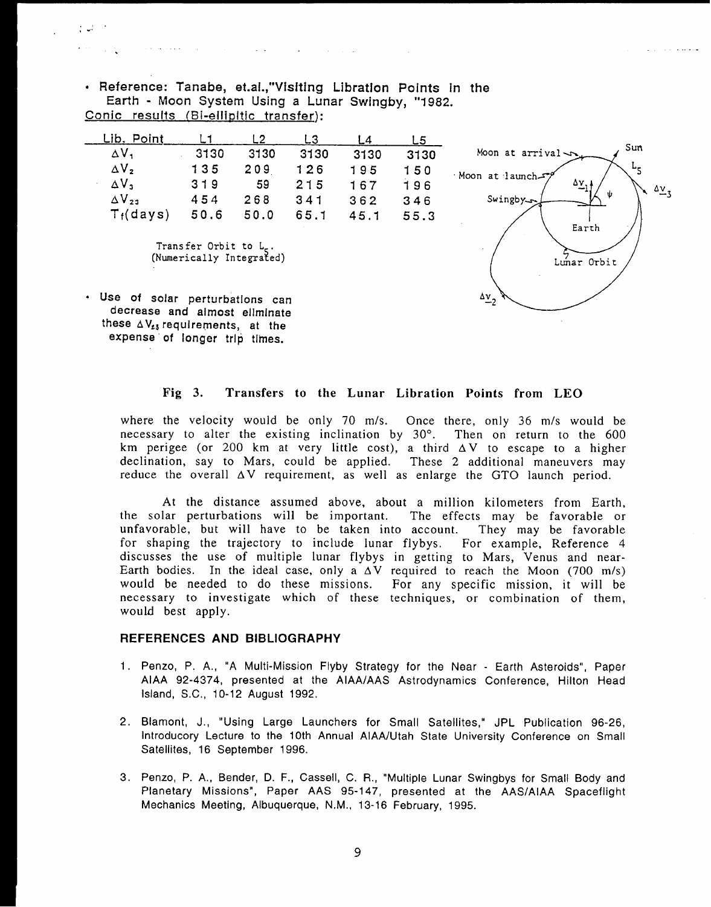- Reference: Tanabe, et.al.,"Visiting Libration Points in the Earth - Moon System Using a Lunar Swingby, "1982.

Conic results (Bi-elliptic transfer):

| Lib. Point | L1 | L2 | L3 | L4 | L5 |
|---|---|---|---|---|---|
| $\Delta V_1$ | 3130 | 3130 | 3130 | 3130 | 3130 |
| $\Delta V_2$ | 135 | 209 | 126 | 195 | 150 |
| $\Delta V_3$ | 319 | 59 | 215 | 167 | 196 |
| $\Delta V_{23}$ | 454 | 268 | 341 | 362 | 346 |
| $T_f$(days) | 50.6 | 50.0 | 65.1 | 45.1 | 55.3 |

Transfer Orbit to $L_5$. (Numerically Integrated)

- Use of solar perturbations can decrease and almost eliminate these $\Delta V_{23}$ requirements, at the expense of longer trip times.

**Fig 3. Transfers to the Lunar Libration Points from LEO**

where the velocity would be only 70 m/s. Once there, only 36 m/s would be necessary to alter the existing inclination by 30°. Then on return to the 600 km perigee (or 200 km at very little cost), a third $\Delta V$ to escape to a higher declination, say to Mars, could be applied. These 2 additional maneuvers may reduce the overall $\Delta V$ requirement, as well as enlarge the GTO launch period.

At the distance assumed above, about a million kilometers from Earth, the solar perturbations will be important. The effects may be favorable or unfavorable, but will have to be taken into account. They may be favorable for shaping the trajectory to include lunar flybys. For example, Reference 4 discusses the use of multiple lunar flybys in getting to Mars, Venus and near-Earth bodies. In the ideal case, only a $\Delta V$ required to reach the Moon (700 m/s) would be needed to do these missions. For any specific mission, it will be necessary to investigate which of these techniques, or combination of them, would best apply.

## REFERENCES AND BIBLIOGRAPHY

1. Penzo, P. A., "A Multi-Mission Flyby Strategy for the Near - Earth Asteroids", Paper AIAA 92-4374, presented at the AIAA/AAS Astrodynamics Conference, Hilton Head Island, S.C., 10-12 August 1992.
2. Blamont, J., "Using Large Launchers for Small Satellites," JPL Publication 96-26, Introducory Lecture to the 10th Annual AIAA/Utah State University Conference on Small Satellites, 16 September 1996.
3. Penzo, P. A., Bender, D. F., Cassell, C. R., "Multiple Lunar Swingbys for Small Body and Planetary Missions", Paper AAS 95-147, presented at the AAS/AIAA Spaceflight Mechanics Meeting, Albuquerque, N.M., 13-16 February, 1995.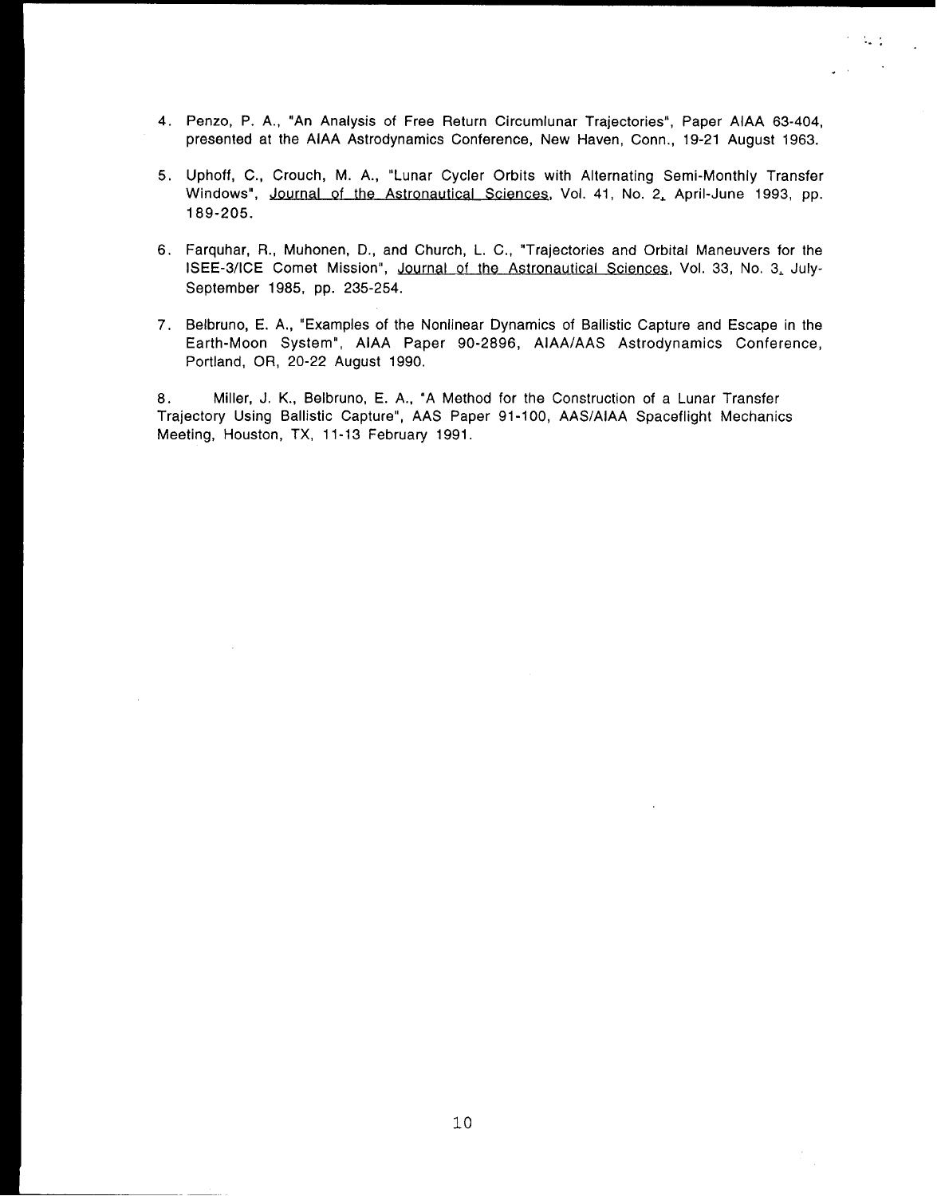4. Penzo, P. A., "An Analysis of Free Return Circumlunar Trajectories", Paper AIAA 63-404, presented at the AIAA Astrodynamics Conference, New Haven, Conn., 19-21 August 1963.

5. Uphoff, C., Crouch, M. A., "Lunar Cycler Orbits with Alternating Semi-Monthly Transfer Windows", Journal of the Astronautical Sciences, Vol. 41, No. 2, April-June 1993, pp. 189-205.

6. Farquhar, R., Muhonen, D., and Church, L. C., "Trajectories and Orbital Maneuvers for the ISEE-3/ICE Comet Mission", Journal of the Astronautical Sciences, Vol. 33, No. 3, July-September 1985, pp. 235-254.

7. Belbruno, E. A., "Examples of the Nonlinear Dynamics of Ballistic Capture and Escape in the Earth-Moon System", AIAA Paper 90-2896, AIAA/AAS Astrodynamics Conference, Portland, OR, 20-22 August 1990.

8. Miller, J. K., Belbruno, E. A., "A Method for the Construction of a Lunar Transfer Trajectory Using Ballistic Capture", AAS Paper 91-100, AAS/AIAA Spaceflight Mechanics Meeting, Houston, TX, 11-13 February 1991.